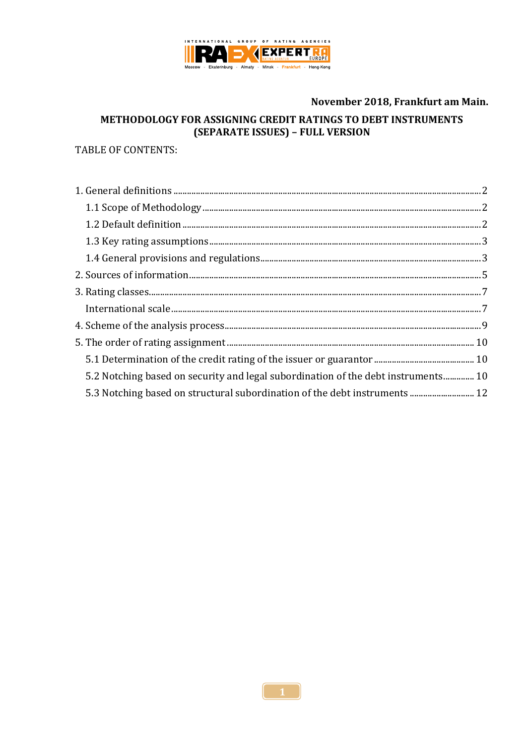**November 2018, Frankfurt am Main.**

# METHODOLOGY FOR ASSIGNING CREDIT RATINGS TO DEBT INSTRUMENTS (SEPARATE ISSUES) – FULL VERSION

TABLE OF CONTENTS:

1. General definitions ........................................................ 2
   - 1.1 Scope of Methodology ........................................................ 2
   - 1.2 Default definition ........................................................ 2
   - 1.3 Key rating assumptions ........................................................ 3
   - 1.4 General provisions and regulations ........................................................ 3
2. Sources of information ........................................................ 5
3. Rating classes ........................................................ 7
   - International scale ........................................................ 7
4. Scheme of the analysis process ........................................................ 9
5. The order of rating assignment ........................................................ 10
   - 5.1 Determination of the credit rating of the issuer or guarantor ........................................................ 10
   - 5.2 Notching based on security and legal subordination of the debt instruments ........................................................ 10
   - 5.3 Notching based on structural subordination of the debt instruments ........................................................ 12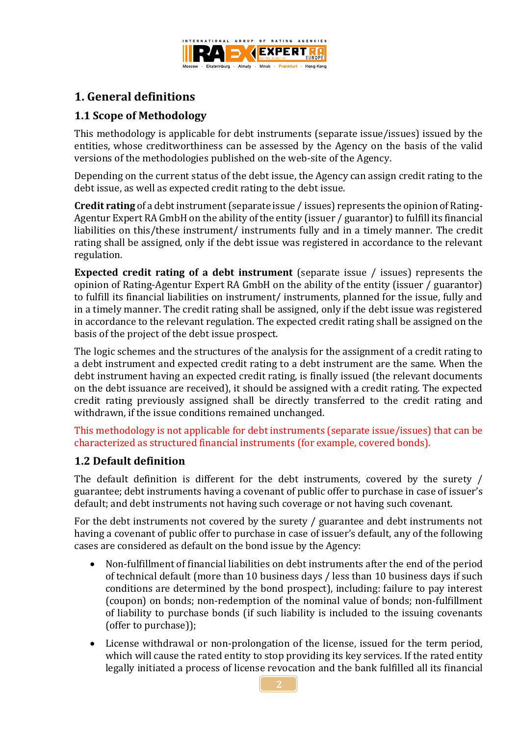# 1. General definitions

## 1.1 Scope of Methodology

This methodology is applicable for debt instruments (separate issue/issues) issued by the entities, whose creditworthiness can be assessed by the Agency on the basis of the valid versions of the methodologies published on the web-site of the Agency.

Depending on the current status of the debt issue, the Agency can assign credit rating to the debt issue, as well as expected credit rating to the debt issue.

**Credit rating** of a debt instrument (separate issue / issues) represents the opinion of Rating-Agentur Expert RA GmbH on the ability of the entity (issuer / guarantor) to fulfill its financial liabilities on this/these instrument/ instruments fully and in a timely manner. The credit rating shall be assigned, only if the debt issue was registered in accordance to the relevant regulation.

**Expected credit rating of a debt instrument** (separate issue / issues) represents the opinion of Rating-Agentur Expert RA GmbH on the ability of the entity (issuer / guarantor) to fulfill its financial liabilities on instrument/ instruments, planned for the issue, fully and in a timely manner. The credit rating shall be assigned, only if the debt issue was registered in accordance to the relevant regulation. The expected credit rating shall be assigned on the basis of the project of the debt issue prospect.

The logic schemes and the structures of the analysis for the assignment of a credit rating to a debt instrument and expected credit rating to a debt instrument are the same. When the debt instrument having an expected credit rating, is finally issued (the relevant documents on the debt issuance are received), it should be assigned with a credit rating. The expected credit rating previously assigned shall be directly transferred to the credit rating and withdrawn, if the issue conditions remained unchanged.

This methodology is not applicable for debt instruments (separate issue/issues) that can be characterized as structured financial instruments (for example, covered bonds).

## 1.2 Default definition

The default definition is different for the debt instruments, covered by the surety / guarantee; debt instruments having a covenant of public offer to purchase in case of issuer's default; and debt instruments not having such coverage or not having such covenant.

For the debt instruments not covered by the surety / guarantee and debt instruments not having a covenant of public offer to purchase in case of issuer's default, any of the following cases are considered as default on the bond issue by the Agency:

- Non-fulfillment of financial liabilities on debt instruments after the end of the period of technical default (more than 10 business days / less than 10 business days if such conditions are determined by the bond prospect), including: failure to pay interest (coupon) on bonds; non-redemption of the nominal value of bonds; non-fulfillment of liability to purchase bonds (if such liability is included to the issuing covenants (offer to purchase));
- License withdrawal or non-prolongation of the license, issued for the term period, which will cause the rated entity to stop providing its key services. If the rated entity legally initiated a process of license revocation and the bank fulfilled all its financial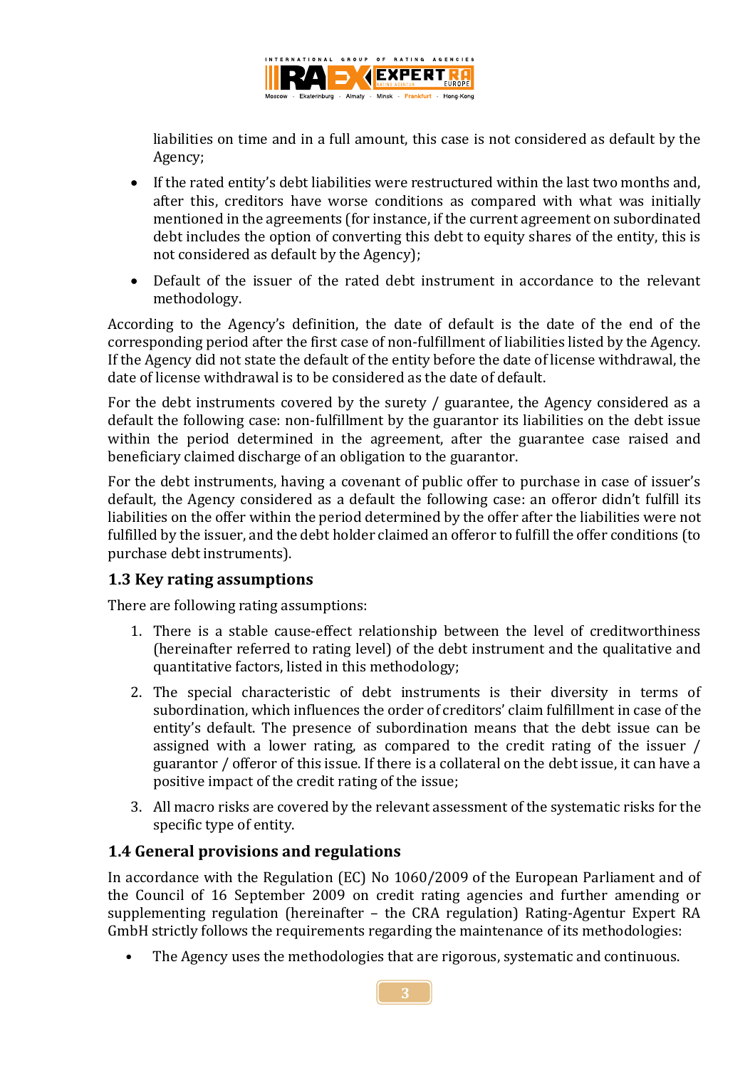liabilities on time and in a full amount, this case is not considered as default by the Agency;

- If the rated entity's debt liabilities were restructured within the last two months and, after this, creditors have worse conditions as compared with what was initially mentioned in the agreements (for instance, if the current agreement on subordinated debt includes the option of converting this debt to equity shares of the entity, this is not considered as default by the Agency);
- Default of the issuer of the rated debt instrument in accordance to the relevant methodology.

According to the Agency's definition, the date of default is the date of the end of the corresponding period after the first case of non-fulfillment of liabilities listed by the Agency. If the Agency did not state the default of the entity before the date of license withdrawal, the date of license withdrawal is to be considered as the date of default.

For the debt instruments covered by the surety / guarantee, the Agency considered as a default the following case: non-fulfillment by the guarantor its liabilities on the debt issue within the period determined in the agreement, after the guarantee case raised and beneficiary claimed discharge of an obligation to the guarantor.

For the debt instruments, having a covenant of public offer to purchase in case of issuer's default, the Agency considered as a default the following case: an offeror didn't fulfill its liabilities on the offer within the period determined by the offer after the liabilities were not fulfilled by the issuer, and the debt holder claimed an offeror to fulfill the offer conditions (to purchase debt instruments).

## 1.3 Key rating assumptions

There are following rating assumptions:

1. There is a stable cause-effect relationship between the level of creditworthiness (hereinafter referred to rating level) of the debt instrument and the qualitative and quantitative factors, listed in this methodology;
2. The special characteristic of debt instruments is their diversity in terms of subordination, which influences the order of creditors' claim fulfillment in case of the entity's default. The presence of subordination means that the debt issue can be assigned with a lower rating, as compared to the credit rating of the issuer / guarantor / offeror of this issue. If there is a collateral on the debt issue, it can have a positive impact of the credit rating of the issue;
3. All macro risks are covered by the relevant assessment of the systematic risks for the specific type of entity.

## 1.4 General provisions and regulations

In accordance with the Regulation (EC) No 1060/2009 of the European Parliament and of the Council of 16 September 2009 on credit rating agencies and further amending or supplementing regulation (hereinafter – the CRA regulation) Rating-Agentur Expert RA GmbH strictly follows the requirements regarding the maintenance of its methodologies:

- The Agency uses the methodologies that are rigorous, systematic and continuous.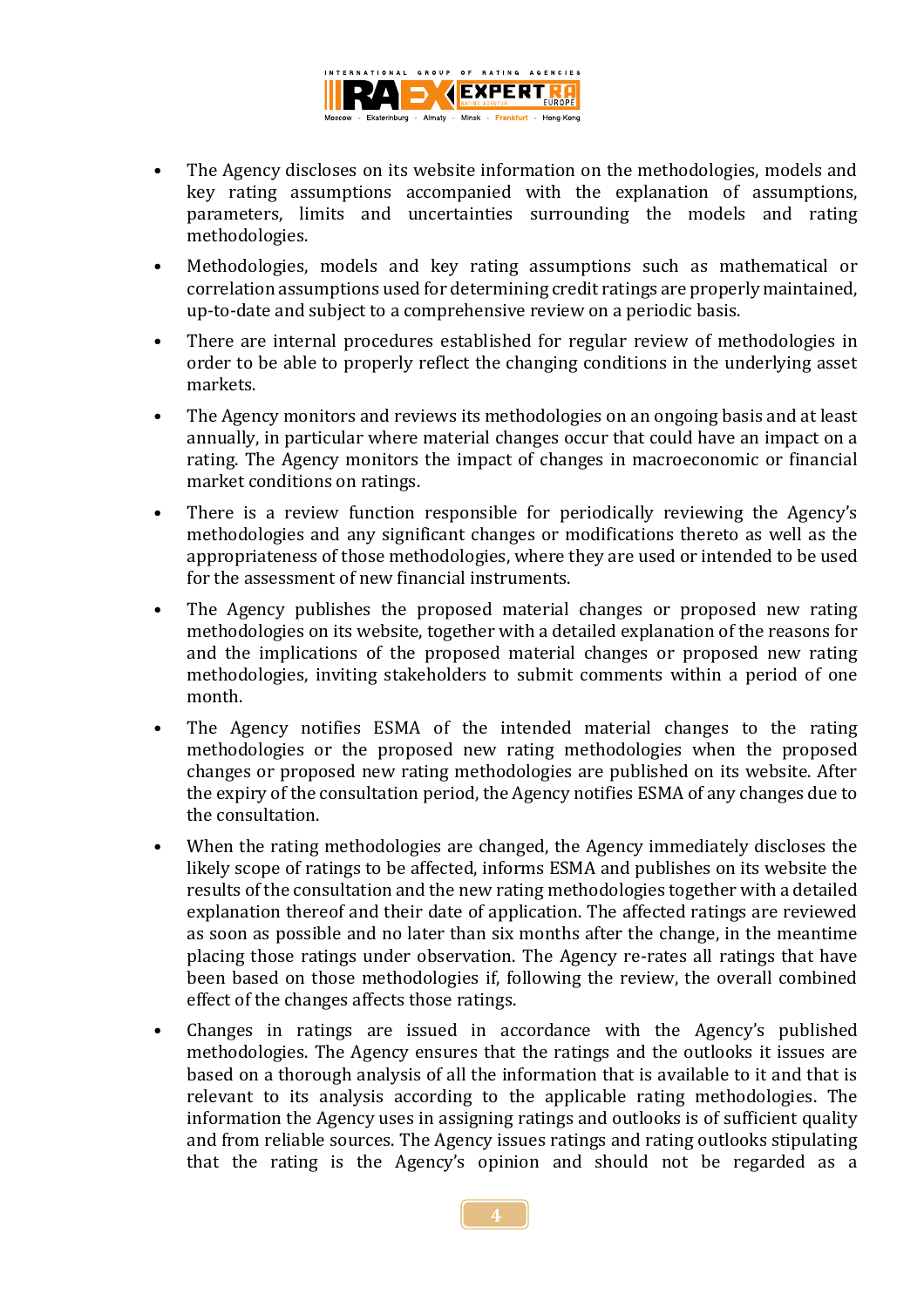- The Agency discloses on its website information on the methodologies, models and key rating assumptions accompanied with the explanation of assumptions, parameters, limits and uncertainties surrounding the models and rating methodologies.
- Methodologies, models and key rating assumptions such as mathematical or correlation assumptions used for determining credit ratings are properly maintained, up-to-date and subject to a comprehensive review on a periodic basis.
- There are internal procedures established for regular review of methodologies in order to be able to properly reflect the changing conditions in the underlying asset markets.
- The Agency monitors and reviews its methodologies on an ongoing basis and at least annually, in particular where material changes occur that could have an impact on a rating. The Agency monitors the impact of changes in macroeconomic or financial market conditions on ratings.
- There is a review function responsible for periodically reviewing the Agency's methodologies and any significant changes or modifications thereto as well as the appropriateness of those methodologies, where they are used or intended to be used for the assessment of new financial instruments.
- The Agency publishes the proposed material changes or proposed new rating methodologies on its website, together with a detailed explanation of the reasons for and the implications of the proposed material changes or proposed new rating methodologies, inviting stakeholders to submit comments within a period of one month.
- The Agency notifies ESMA of the intended material changes to the rating methodologies or the proposed new rating methodologies when the proposed changes or proposed new rating methodologies are published on its website. After the expiry of the consultation period, the Agency notifies ESMA of any changes due to the consultation.
- When the rating methodologies are changed, the Agency immediately discloses the likely scope of ratings to be affected, informs ESMA and publishes on its website the results of the consultation and the new rating methodologies together with a detailed explanation thereof and their date of application. The affected ratings are reviewed as soon as possible and no later than six months after the change, in the meantime placing those ratings under observation. The Agency re-rates all ratings that have been based on those methodologies if, following the review, the overall combined effect of the changes affects those ratings.
- Changes in ratings are issued in accordance with the Agency's published methodologies. The Agency ensures that the ratings and the outlooks it issues are based on a thorough analysis of all the information that is available to it and that is relevant to its analysis according to the applicable rating methodologies. The information the Agency uses in assigning ratings and outlooks is of sufficient quality and from reliable sources. The Agency issues ratings and rating outlooks stipulating that the rating is the Agency's opinion and should not be regarded as a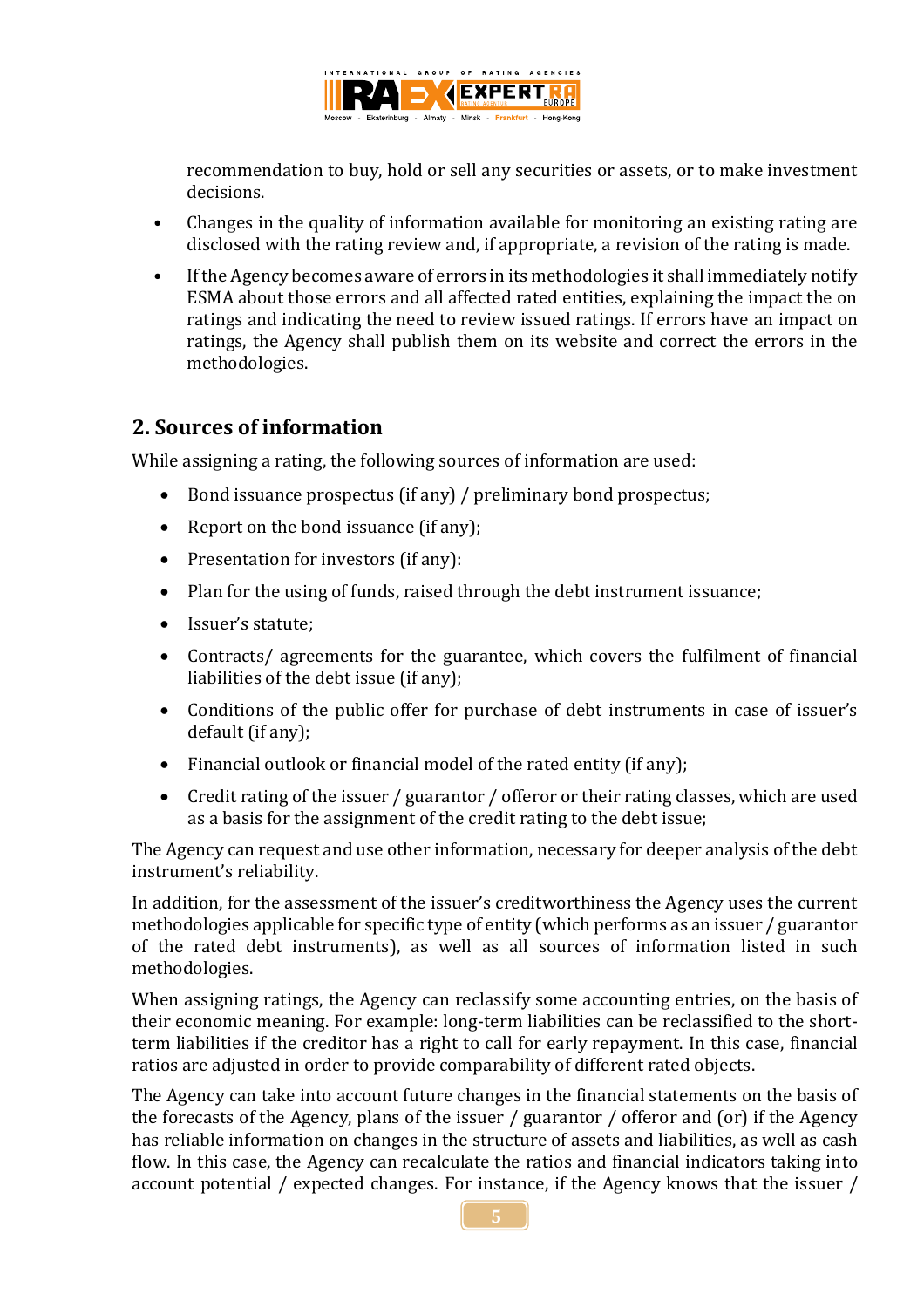recommendation to buy, hold or sell any securities or assets, or to make investment decisions.

- Changes in the quality of information available for monitoring an existing rating are disclosed with the rating review and, if appropriate, a revision of the rating is made.
- If the Agency becomes aware of errors in its methodologies it shall immediately notify ESMA about those errors and all affected rated entities, explaining the impact the on ratings and indicating the need to review issued ratings. If errors have an impact on ratings, the Agency shall publish them on its website and correct the errors in the methodologies.

## 2. Sources of information

While assigning a rating, the following sources of information are used:

- Bond issuance prospectus (if any) / preliminary bond prospectus;
- Report on the bond issuance (if any);
- Presentation for investors (if any):
- Plan for the using of funds, raised through the debt instrument issuance;
- Issuer's statute;
- Contracts/ agreements for the guarantee, which covers the fulfilment of financial liabilities of the debt issue (if any);
- Conditions of the public offer for purchase of debt instruments in case of issuer's default (if any);
- Financial outlook or financial model of the rated entity (if any);
- Credit rating of the issuer / guarantor / offeror or their rating classes, which are used as a basis for the assignment of the credit rating to the debt issue;

The Agency can request and use other information, necessary for deeper analysis of the debt instrument's reliability.

In addition, for the assessment of the issuer's creditworthiness the Agency uses the current methodologies applicable for specific type of entity (which performs as an issuer / guarantor of the rated debt instruments), as well as all sources of information listed in such methodologies.

When assigning ratings, the Agency can reclassify some accounting entries, on the basis of their economic meaning. For example: long-term liabilities can be reclassified to the short-term liabilities if the creditor has a right to call for early repayment. In this case, financial ratios are adjusted in order to provide comparability of different rated objects.

The Agency can take into account future changes in the financial statements on the basis of the forecasts of the Agency, plans of the issuer / guarantor / offeror and (or) if the Agency has reliable information on changes in the structure of assets and liabilities, as well as cash flow. In this case, the Agency can recalculate the ratios and financial indicators taking into account potential / expected changes. For instance, if the Agency knows that the issuer /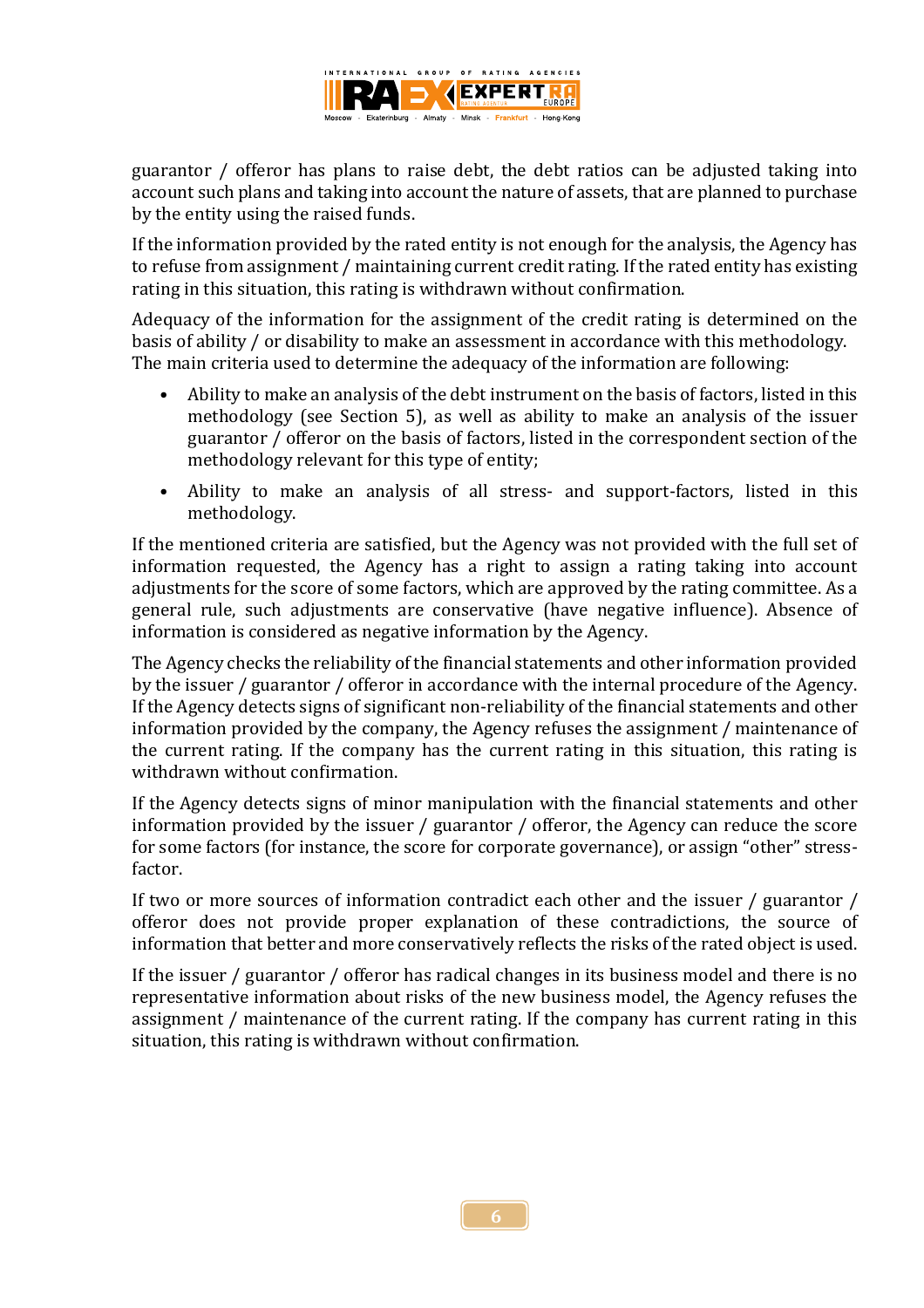guarantor / offeror has plans to raise debt, the debt ratios can be adjusted taking into account such plans and taking into account the nature of assets, that are planned to purchase by the entity using the raised funds.

If the information provided by the rated entity is not enough for the analysis, the Agency has to refuse from assignment / maintaining current credit rating. If the rated entity has existing rating in this situation, this rating is withdrawn without confirmation.

Adequacy of the information for the assignment of the credit rating is determined on the basis of ability / or disability to make an assessment in accordance with this methodology. The main criteria used to determine the adequacy of the information are following:

- Ability to make an analysis of the debt instrument on the basis of factors, listed in this methodology (see Section 5), as well as ability to make an analysis of the issuer guarantor / offeror on the basis of factors, listed in the correspondent section of the methodology relevant for this type of entity;
- Ability to make an analysis of all stress- and support-factors, listed in this methodology.

If the mentioned criteria are satisfied, but the Agency was not provided with the full set of information requested, the Agency has a right to assign a rating taking into account adjustments for the score of some factors, which are approved by the rating committee. As a general rule, such adjustments are conservative (have negative influence). Absence of information is considered as negative information by the Agency.

The Agency checks the reliability of the financial statements and other information provided by the issuer / guarantor / offeror in accordance with the internal procedure of the Agency. If the Agency detects signs of significant non-reliability of the financial statements and other information provided by the company, the Agency refuses the assignment / maintenance of the current rating. If the company has the current rating in this situation, this rating is withdrawn without confirmation.

If the Agency detects signs of minor manipulation with the financial statements and other information provided by the issuer / guarantor / offeror, the Agency can reduce the score for some factors (for instance, the score for corporate governance), or assign "other" stress-factor.

If two or more sources of information contradict each other and the issuer / guarantor / offeror does not provide proper explanation of these contradictions, the source of information that better and more conservatively reflects the risks of the rated object is used.

If the issuer / guarantor / offeror has radical changes in its business model and there is no representative information about risks of the new business model, the Agency refuses the assignment / maintenance of the current rating. If the company has current rating in this situation, this rating is withdrawn without confirmation.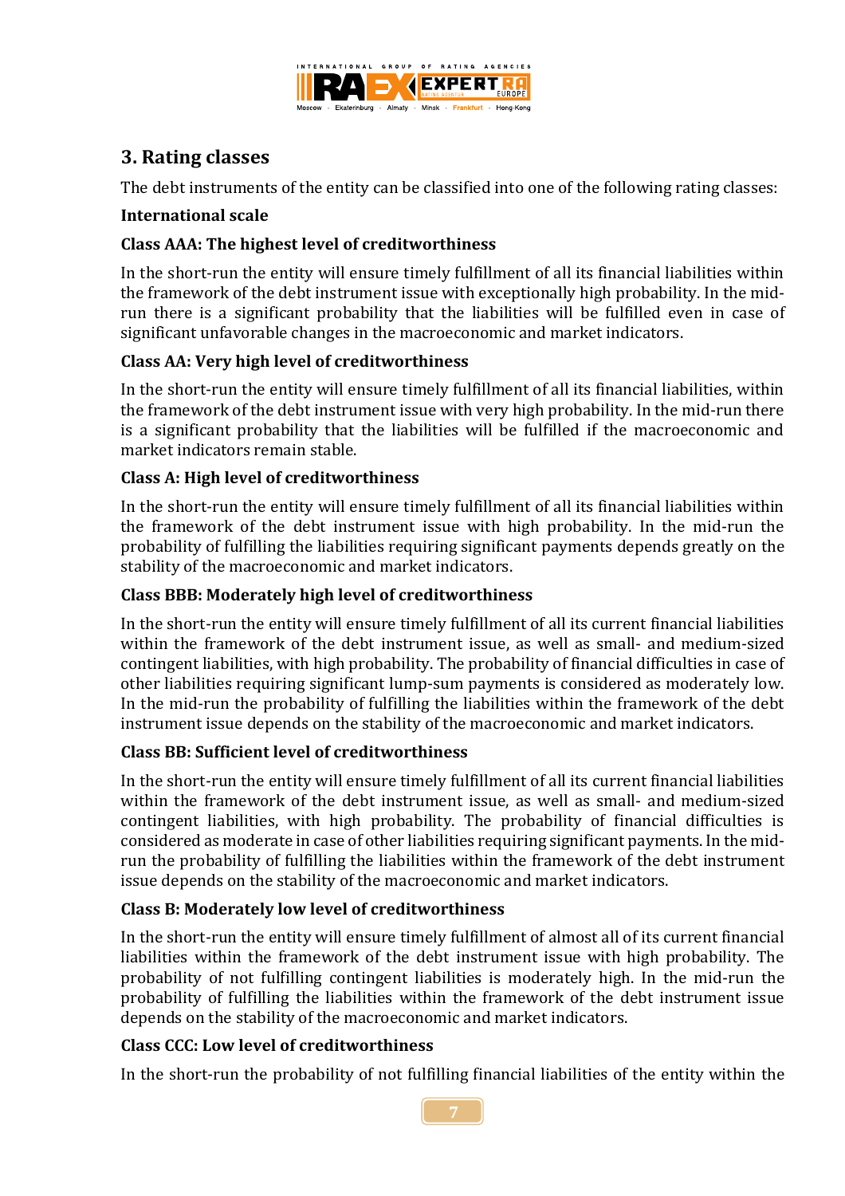## 3. Rating classes

The debt instruments of the entity can be classified into one of the following rating classes:

**International scale**

**Class AAA: The highest level of creditworthiness**

In the short-run the entity will ensure timely fulfillment of all its financial liabilities within the framework of the debt instrument issue with exceptionally high probability. In the mid-run there is a significant probability that the liabilities will be fulfilled even in case of significant unfavorable changes in the macroeconomic and market indicators.

**Class AA: Very high level of creditworthiness**

In the short-run the entity will ensure timely fulfillment of all its financial liabilities, within the framework of the debt instrument issue with very high probability. In the mid-run there is a significant probability that the liabilities will be fulfilled if the macroeconomic and market indicators remain stable.

**Class A: High level of creditworthiness**

In the short-run the entity will ensure timely fulfillment of all its financial liabilities within the framework of the debt instrument issue with high probability. In the mid-run the probability of fulfilling the liabilities requiring significant payments depends greatly on the stability of the macroeconomic and market indicators.

**Class BBB: Moderately high level of creditworthiness**

In the short-run the entity will ensure timely fulfillment of all its current financial liabilities within the framework of the debt instrument issue, as well as small- and medium-sized contingent liabilities, with high probability. The probability of financial difficulties in case of other liabilities requiring significant lump-sum payments is considered as moderately low. In the mid-run the probability of fulfilling the liabilities within the framework of the debt instrument issue depends on the stability of the macroeconomic and market indicators.

**Class BB: Sufficient level of creditworthiness**

In the short-run the entity will ensure timely fulfillment of all its current financial liabilities within the framework of the debt instrument issue, as well as small- and medium-sized contingent liabilities, with high probability. The probability of financial difficulties is considered as moderate in case of other liabilities requiring significant payments. In the mid-run the probability of fulfilling the liabilities within the framework of the debt instrument issue depends on the stability of the macroeconomic and market indicators.

**Class B: Moderately low level of creditworthiness**

In the short-run the entity will ensure timely fulfillment of almost all of its current financial liabilities within the framework of the debt instrument issue with high probability. The probability of not fulfilling contingent liabilities is moderately high. In the mid-run the probability of fulfilling the liabilities within the framework of the debt instrument issue depends on the stability of the macroeconomic and market indicators.

**Class CCC: Low level of creditworthiness**

In the short-run the probability of not fulfilling financial liabilities of the entity within the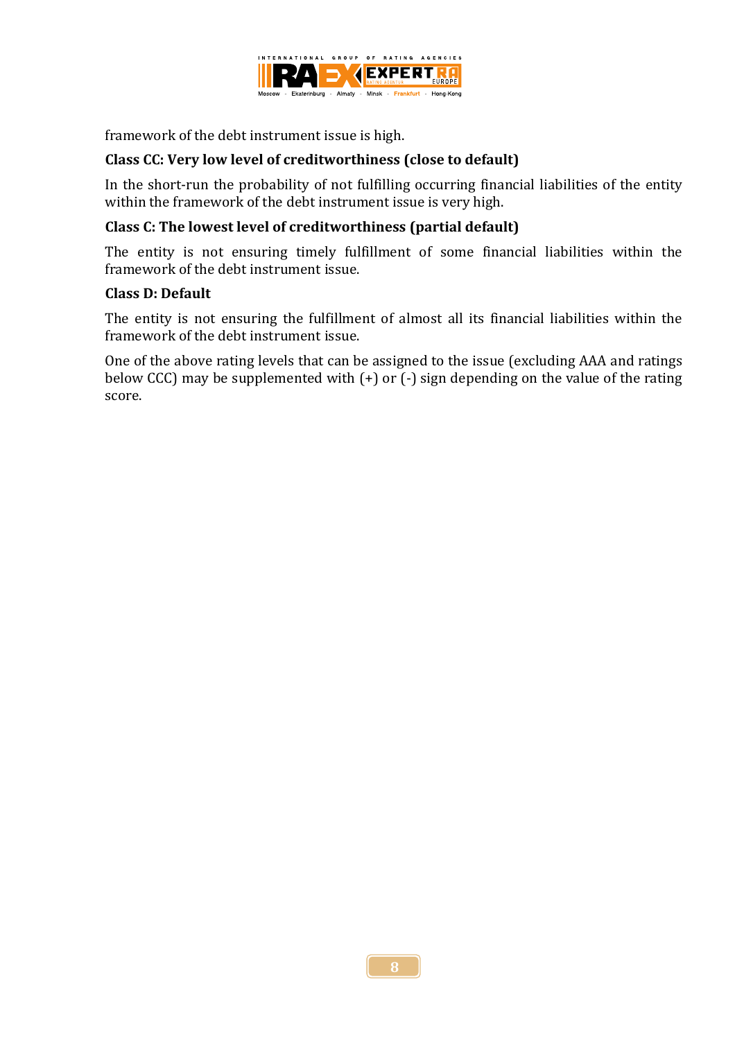framework of the debt instrument issue is high.

**Class CC: Very low level of creditworthiness (close to default)**

In the short-run the probability of not fulfilling occurring financial liabilities of the entity within the framework of the debt instrument issue is very high.

**Class C: The lowest level of creditworthiness (partial default)**

The entity is not ensuring timely fulfillment of some financial liabilities within the framework of the debt instrument issue.

**Class D: Default**

The entity is not ensuring the fulfillment of almost all its financial liabilities within the framework of the debt instrument issue.

One of the above rating levels that can be assigned to the issue (excluding AAA and ratings below CCC) may be supplemented with (+) or (-) sign depending on the value of the rating score.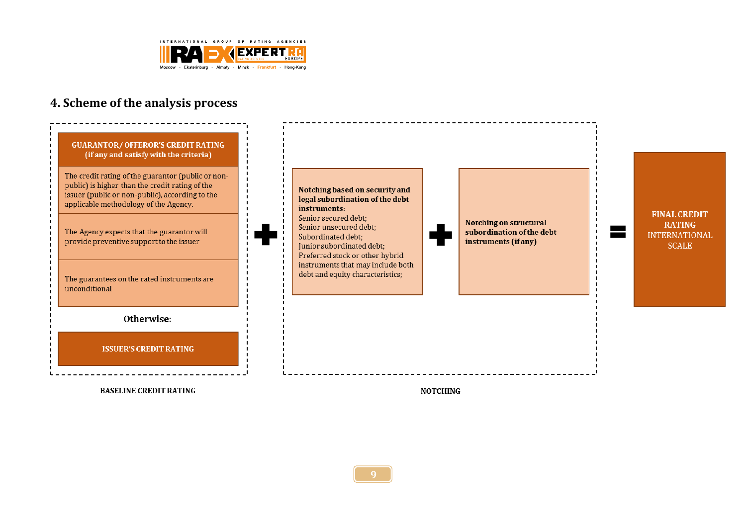## 4. Scheme of the analysis process

**GUARANTOR/ OFFEROR'S CREDIT RATING (if any and satisfy with the criteria)**

- The credit rating of the guarantor (public or non-public) is higher than the credit rating of the issuer (public or non-public), according to the applicable methodology of the Agency.
- The Agency expects that the guarantor will provide preventive support to the issuer
- The guarantees on the rated instruments are unconditional

**Otherwise:**

**ISSUER'S CREDIT RATING**

**BASELINE CREDIT RATING**

+

**Notching based on security and legal subordination of the debt instruments:**
Senior secured debt;
Senior unsecured debt;
Subordinated debt;
Junior subordinated debt;
Preferred stock or other hybrid instruments that may include both debt and equity characteristics;

+

**Notching on structural subordination of the debt instruments (if any)**

**NOTCHING**

=

**FINAL CREDIT RATING** INTERNATIONAL SCALE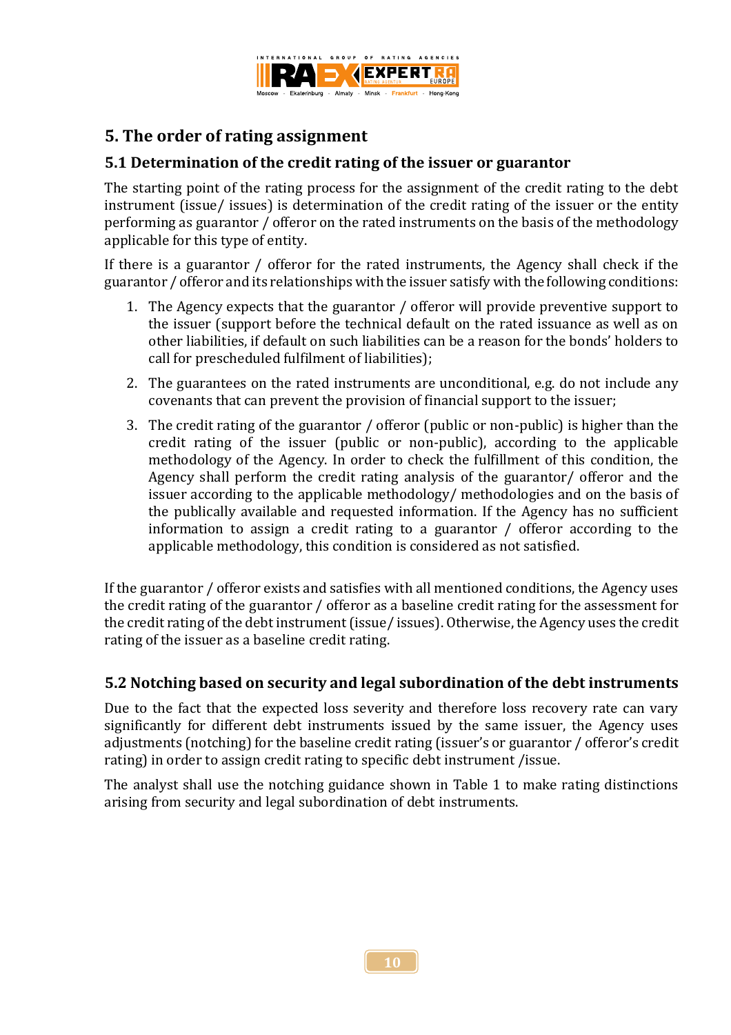## 5. The order of rating assignment

### 5.1 Determination of the credit rating of the issuer or guarantor

The starting point of the rating process for the assignment of the credit rating to the debt instrument (issue/ issues) is determination of the credit rating of the issuer or the entity performing as guarantor / offeror on the rated instruments on the basis of the methodology applicable for this type of entity.

If there is a guarantor / offeror for the rated instruments, the Agency shall check if the guarantor / offeror and its relationships with the issuer satisfy with the following conditions:

1. The Agency expects that the guarantor / offeror will provide preventive support to the issuer (support before the technical default on the rated issuance as well as on other liabilities, if default on such liabilities can be a reason for the bonds' holders to call for prescheduled fulfilment of liabilities);
2. The guarantees on the rated instruments are unconditional, e.g. do not include any covenants that can prevent the provision of financial support to the issuer;
3. The credit rating of the guarantor / offeror (public or non-public) is higher than the credit rating of the issuer (public or non-public), according to the applicable methodology of the Agency. In order to check the fulfillment of this condition, the Agency shall perform the credit rating analysis of the guarantor/ offeror and the issuer according to the applicable methodology/ methodologies and on the basis of the publically available and requested information. If the Agency has no sufficient information to assign a credit rating to a guarantor / offeror according to the applicable methodology, this condition is considered as not satisfied.

If the guarantor / offeror exists and satisfies with all mentioned conditions, the Agency uses the credit rating of the guarantor / offeror as a baseline credit rating for the assessment for the credit rating of the debt instrument (issue/ issues). Otherwise, the Agency uses the credit rating of the issuer as a baseline credit rating.

### 5.2 Notching based on security and legal subordination of the debt instruments

Due to the fact that the expected loss severity and therefore loss recovery rate can vary significantly for different debt instruments issued by the same issuer, the Agency uses adjustments (notching) for the baseline credit rating (issuer's or guarantor / offeror's credit rating) in order to assign credit rating to specific debt instrument /issue.

The analyst shall use the notching guidance shown in Table 1 to make rating distinctions arising from security and legal subordination of debt instruments.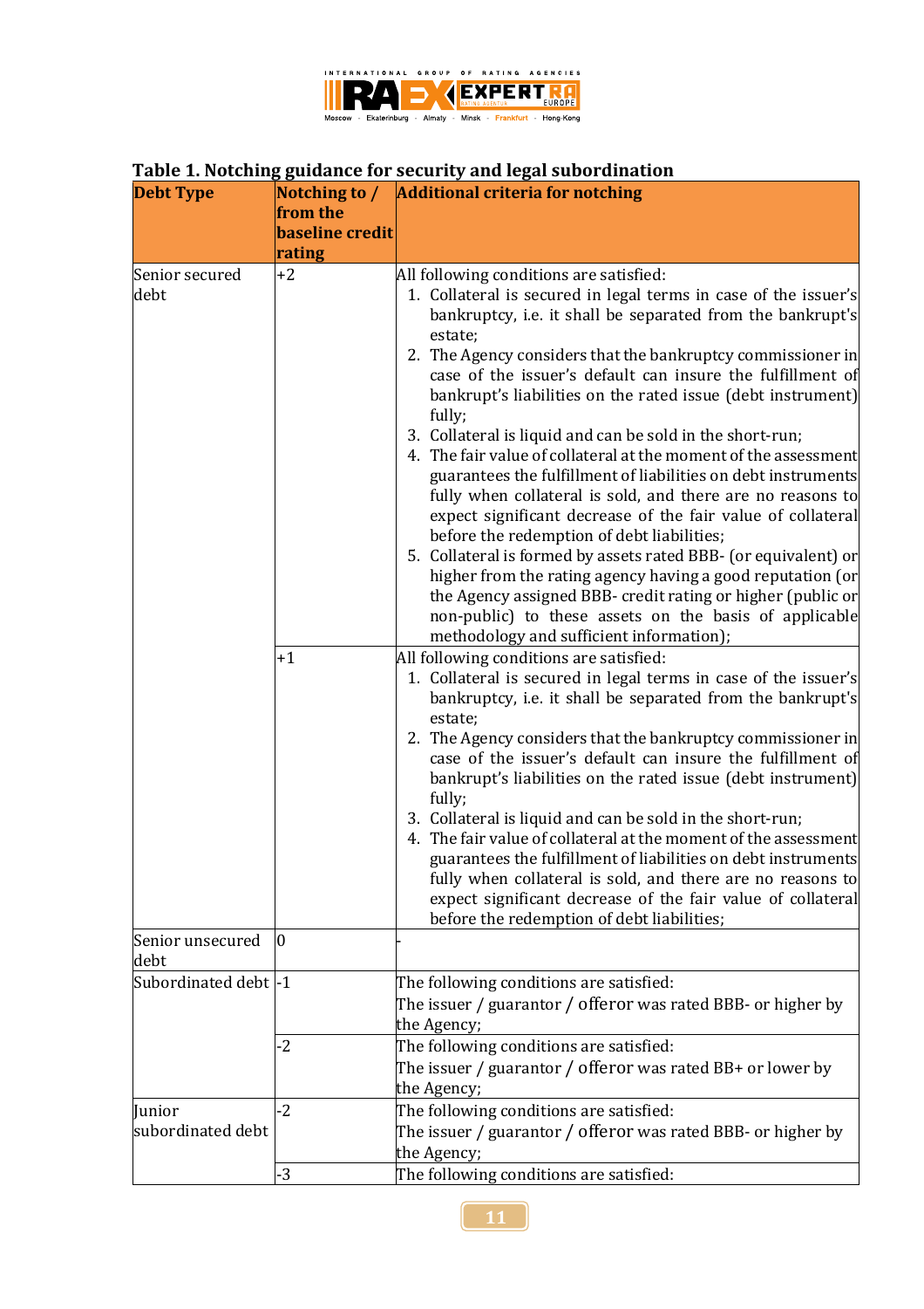**Table 1. Notching guidance for security and legal subordination**

| Debt Type | Notching to / from the baseline credit rating | Additional criteria for notching |
|---|---|---|
| Senior secured debt | +2 | All following conditions are satisfied:<br>1. Collateral is secured in legal terms in case of the issuer's bankruptcy, i.e. it shall be separated from the bankrupt's estate;<br>2. The Agency considers that the bankruptcy commissioner in case of the issuer's default can insure the fulfillment of bankrupt's liabilities on the rated issue (debt instrument) fully;<br>3. Collateral is liquid and can be sold in the short-run;<br>4. The fair value of collateral at the moment of the assessment guarantees the fulfillment of liabilities on debt instruments fully when collateral is sold, and there are no reasons to expect significant decrease of the fair value of collateral before the redemption of debt liabilities;<br>5. Collateral is formed by assets rated BBB- (or equivalent) or higher from the rating agency having a good reputation (or the Agency assigned BBB- credit rating or higher (public or non-public) to these assets on the basis of applicable methodology and sufficient information); |
| | +1 | All following conditions are satisfied:<br>1. Collateral is secured in legal terms in case of the issuer's bankruptcy, i.e. it shall be separated from the bankrupt's estate;<br>2. The Agency considers that the bankruptcy commissioner in case of the issuer's default can insure the fulfillment of bankrupt's liabilities on the rated issue (debt instrument) fully;<br>3. Collateral is liquid and can be sold in the short-run;<br>4. The fair value of collateral at the moment of the assessment guarantees the fulfillment of liabilities on debt instruments fully when collateral is sold, and there are no reasons to expect significant decrease of the fair value of collateral before the redemption of debt liabilities; |
| Senior unsecured debt | 0 | - |
| Subordinated debt | -1 | The following conditions are satisfied:<br>The issuer / guarantor / offeror was rated BBB- or higher by the Agency; |
| | -2 | The following conditions are satisfied:<br>The issuer / guarantor / offeror was rated BB+ or lower by the Agency; |
| Junior subordinated debt | -2 | The following conditions are satisfied:<br>The issuer / guarantor / offeror was rated BBB- or higher by the Agency; |
| | -3 | The following conditions are satisfied: |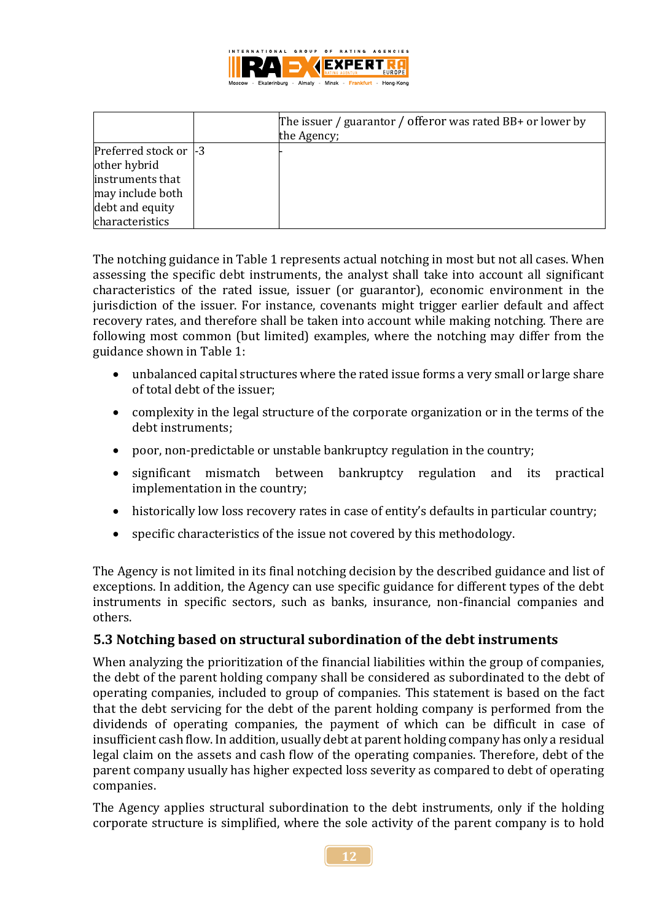| | | |
|---|---|---|
| | | The issuer / guarantor / offeror was rated BB+ or lower by the Agency; |
| Preferred stock or other hybrid instruments that may include both debt and equity characteristics | -3 | - |

The notching guidance in Table 1 represents actual notching in most but not all cases. When assessing the specific debt instruments, the analyst shall take into account all significant characteristics of the rated issue, issuer (or guarantor), economic environment in the jurisdiction of the issuer. For instance, covenants might trigger earlier default and affect recovery rates, and therefore shall be taken into account while making notching. There are following most common (but limited) examples, where the notching may differ from the guidance shown in Table 1:

- unbalanced capital structures where the rated issue forms a very small or large share of total debt of the issuer;
- complexity in the legal structure of the corporate organization or in the terms of the debt instruments;
- poor, non-predictable or unstable bankruptcy regulation in the country;
- significant mismatch between bankruptcy regulation and its practical implementation in the country;
- historically low loss recovery rates in case of entity's defaults in particular country;
- specific characteristics of the issue not covered by this methodology.

The Agency is not limited in its final notching decision by the described guidance and list of exceptions. In addition, the Agency can use specific guidance for different types of the debt instruments in specific sectors, such as banks, insurance, non-financial companies and others.

### 5.3 Notching based on structural subordination of the debt instruments

When analyzing the prioritization of the financial liabilities within the group of companies, the debt of the parent holding company shall be considered as subordinated to the debt of operating companies, included to group of companies. This statement is based on the fact that the debt servicing for the debt of the parent holding company is performed from the dividends of operating companies, the payment of which can be difficult in case of insufficient cash flow. In addition, usually debt at parent holding company has only a residual legal claim on the assets and cash flow of the operating companies. Therefore, debt of the parent company usually has higher expected loss severity as compared to debt of operating companies.

The Agency applies structural subordination to the debt instruments, only if the holding corporate structure is simplified, where the sole activity of the parent company is to hold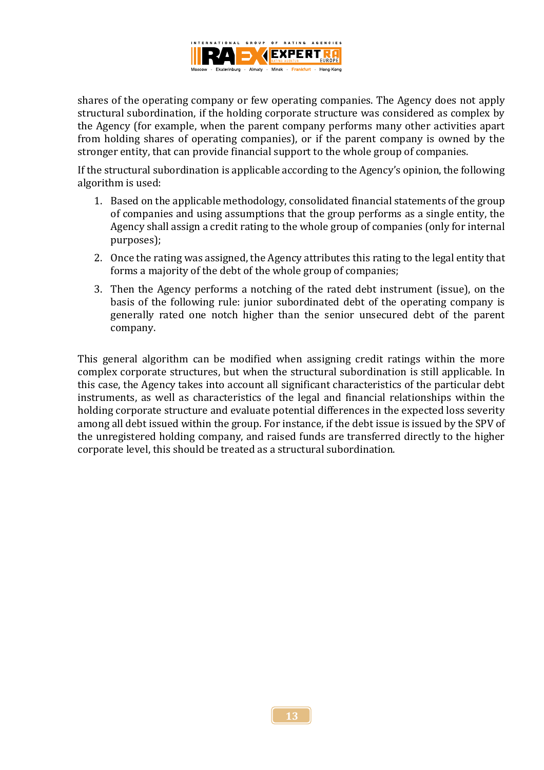shares of the operating company or few operating companies. The Agency does not apply structural subordination, if the holding corporate structure was considered as complex by the Agency (for example, when the parent company performs many other activities apart from holding shares of operating companies), or if the parent company is owned by the stronger entity, that can provide financial support to the whole group of companies.

If the structural subordination is applicable according to the Agency's opinion, the following algorithm is used:

1. Based on the applicable methodology, consolidated financial statements of the group of companies and using assumptions that the group performs as a single entity, the Agency shall assign a credit rating to the whole group of companies (only for internal purposes);
2. Once the rating was assigned, the Agency attributes this rating to the legal entity that forms a majority of the debt of the whole group of companies;
3. Then the Agency performs a notching of the rated debt instrument (issue), on the basis of the following rule: junior subordinated debt of the operating company is generally rated one notch higher than the senior unsecured debt of the parent company.

This general algorithm can be modified when assigning credit ratings within the more complex corporate structures, but when the structural subordination is still applicable. In this case, the Agency takes into account all significant characteristics of the particular debt instruments, as well as characteristics of the legal and financial relationships within the holding corporate structure and evaluate potential differences in the expected loss severity among all debt issued within the group. For instance, if the debt issue is issued by the SPV of the unregistered holding company, and raised funds are transferred directly to the higher corporate level, this should be treated as a structural subordination.